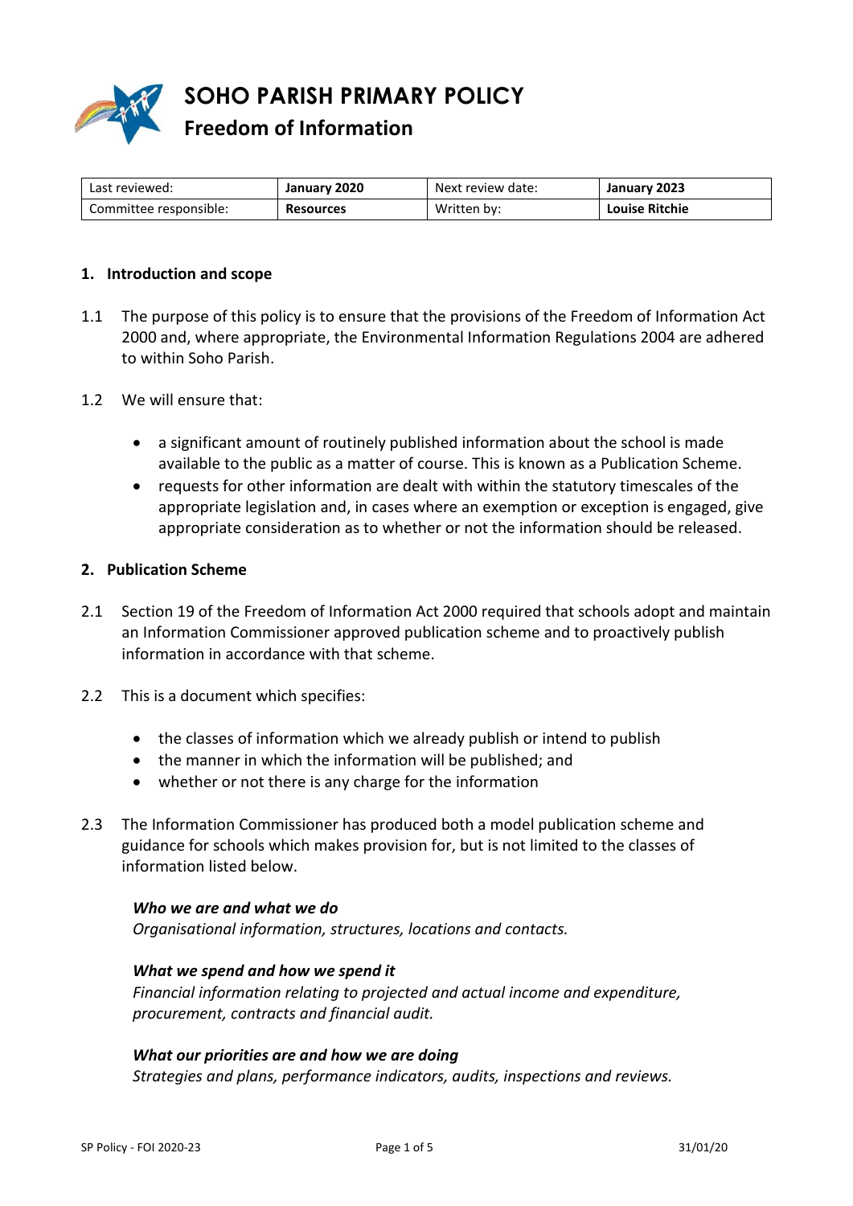# SOHO PARISH PRIMARY POLICY

## Freedom of Information

| Last reviewed: | **January 2020** | Next review date: | **January 2023** |
|---|---|---|---|
| Committee responsible: | **Resources** | Written by: | **Louise Ritchie** |

### 1. Introduction and scope

1.1 The purpose of this policy is to ensure that the provisions of the Freedom of Information Act 2000 and, where appropriate, the Environmental Information Regulations 2004 are adhered to within Soho Parish.

1.2 We will ensure that:

- a significant amount of routinely published information about the school is made available to the public as a matter of course. This is known as a Publication Scheme.
- requests for other information are dealt with within the statutory timescales of the appropriate legislation and, in cases where an exemption or exception is engaged, give appropriate consideration as to whether or not the information should be released.

### 2. Publication Scheme

2.1 Section 19 of the Freedom of Information Act 2000 required that schools adopt and maintain an Information Commissioner approved publication scheme and to proactively publish information in accordance with that scheme.

2.2 This is a document which specifies:

- the classes of information which we already publish or intend to publish
- the manner in which the information will be published; and
- whether or not there is any charge for the information

2.3 The Information Commissioner has produced both a model publication scheme and guidance for schools which makes provision for, but is not limited to the classes of information listed below.

***Who we are and what we do***
*Organisational information, structures, locations and contacts.*

***What we spend and how we spend it***
*Financial information relating to projected and actual income and expenditure, procurement, contracts and financial audit.*

***What our priorities are and how we are doing***
*Strategies and plans, performance indicators, audits, inspections and reviews.*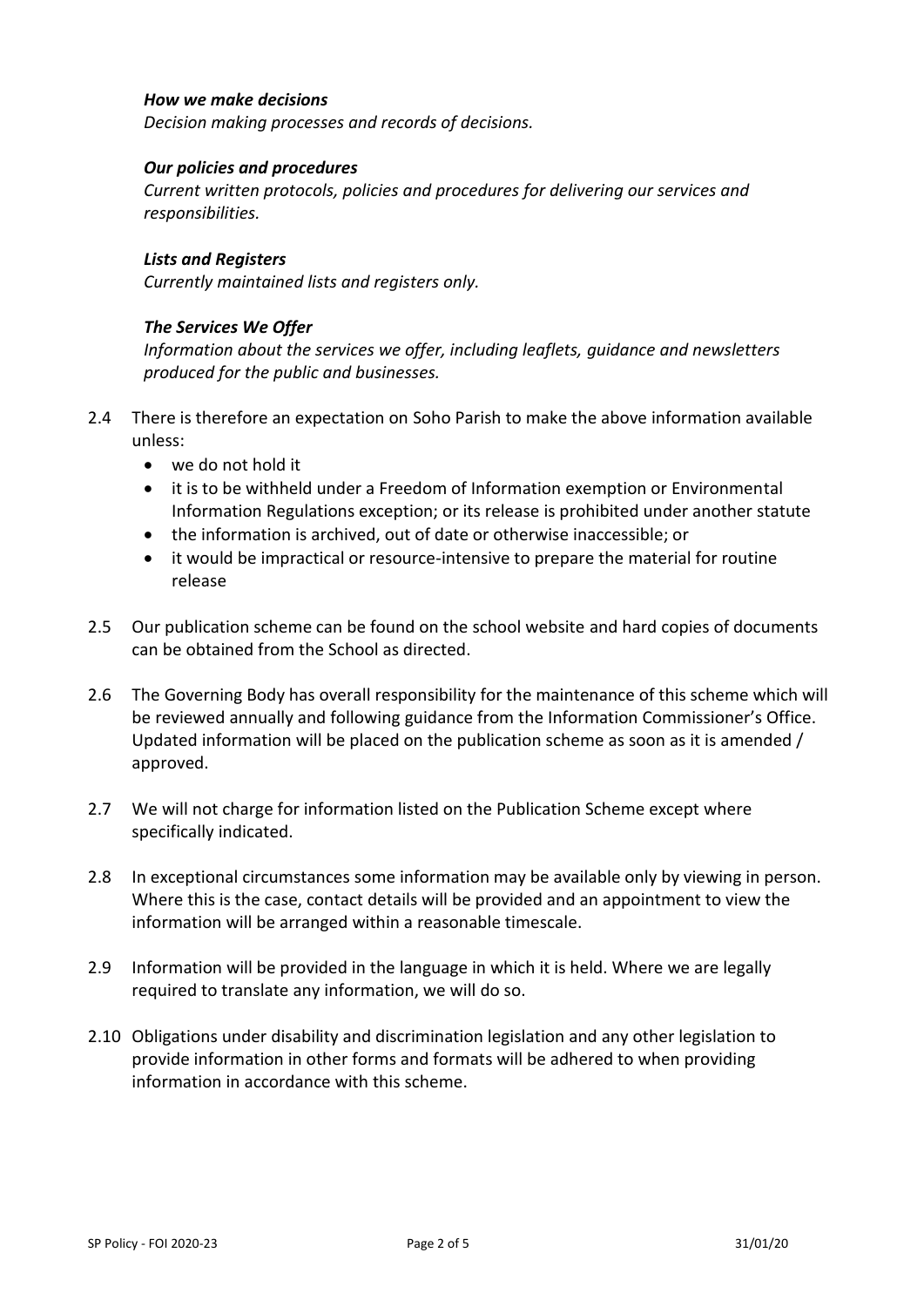***How we make decisions***
*Decision making processes and records of decisions.*

***Our policies and procedures***
*Current written protocols, policies and procedures for delivering our services and responsibilities.*

***Lists and Registers***
*Currently maintained lists and registers only.*

***The Services We Offer***
*Information about the services we offer, including leaflets, guidance and newsletters produced for the public and businesses.*

2.4 There is therefore an expectation on Soho Parish to make the above information available unless:

- we do not hold it
- it is to be withheld under a Freedom of Information exemption or Environmental Information Regulations exception; or its release is prohibited under another statute
- the information is archived, out of date or otherwise inaccessible; or
- it would be impractical or resource-intensive to prepare the material for routine release

2.5 Our publication scheme can be found on the school website and hard copies of documents can be obtained from the School as directed.

2.6 The Governing Body has overall responsibility for the maintenance of this scheme which will be reviewed annually and following guidance from the Information Commissioner's Office. Updated information will be placed on the publication scheme as soon as it is amended / approved.

2.7 We will not charge for information listed on the Publication Scheme except where specifically indicated.

2.8 In exceptional circumstances some information may be available only by viewing in person. Where this is the case, contact details will be provided and an appointment to view the information will be arranged within a reasonable timescale.

2.9 Information will be provided in the language in which it is held. Where we are legally required to translate any information, we will do so.

2.10 Obligations under disability and discrimination legislation and any other legislation to provide information in other forms and formats will be adhered to when providing information in accordance with this scheme.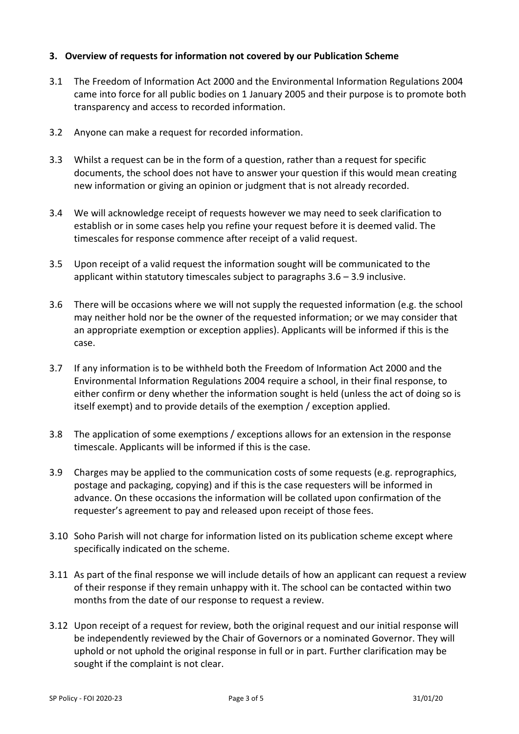### 3. Overview of requests for information not covered by our Publication Scheme

3.1 The Freedom of Information Act 2000 and the Environmental Information Regulations 2004 came into force for all public bodies on 1 January 2005 and their purpose is to promote both transparency and access to recorded information.

3.2 Anyone can make a request for recorded information.

3.3 Whilst a request can be in the form of a question, rather than a request for specific documents, the school does not have to answer your question if this would mean creating new information or giving an opinion or judgment that is not already recorded.

3.4 We will acknowledge receipt of requests however we may need to seek clarification to establish or in some cases help you refine your request before it is deemed valid. The timescales for response commence after receipt of a valid request.

3.5 Upon receipt of a valid request the information sought will be communicated to the applicant within statutory timescales subject to paragraphs 3.6 – 3.9 inclusive.

3.6 There will be occasions where we will not supply the requested information (e.g. the school may neither hold nor be the owner of the requested information; or we may consider that an appropriate exemption or exception applies). Applicants will be informed if this is the case.

3.7 If any information is to be withheld both the Freedom of Information Act 2000 and the Environmental Information Regulations 2004 require a school, in their final response, to either confirm or deny whether the information sought is held (unless the act of doing so is itself exempt) and to provide details of the exemption / exception applied.

3.8 The application of some exemptions / exceptions allows for an extension in the response timescale. Applicants will be informed if this is the case.

3.9 Charges may be applied to the communication costs of some requests (e.g. reprographics, postage and packaging, copying) and if this is the case requesters will be informed in advance. On these occasions the information will be collated upon confirmation of the requester's agreement to pay and released upon receipt of those fees.

3.10 Soho Parish will not charge for information listed on its publication scheme except where specifically indicated on the scheme.

3.11 As part of the final response we will include details of how an applicant can request a review of their response if they remain unhappy with it. The school can be contacted within two months from the date of our response to request a review.

3.12 Upon receipt of a request for review, both the original request and our initial response will be independently reviewed by the Chair of Governors or a nominated Governor. They will uphold or not uphold the original response in full or in part. Further clarification may be sought if the complaint is not clear.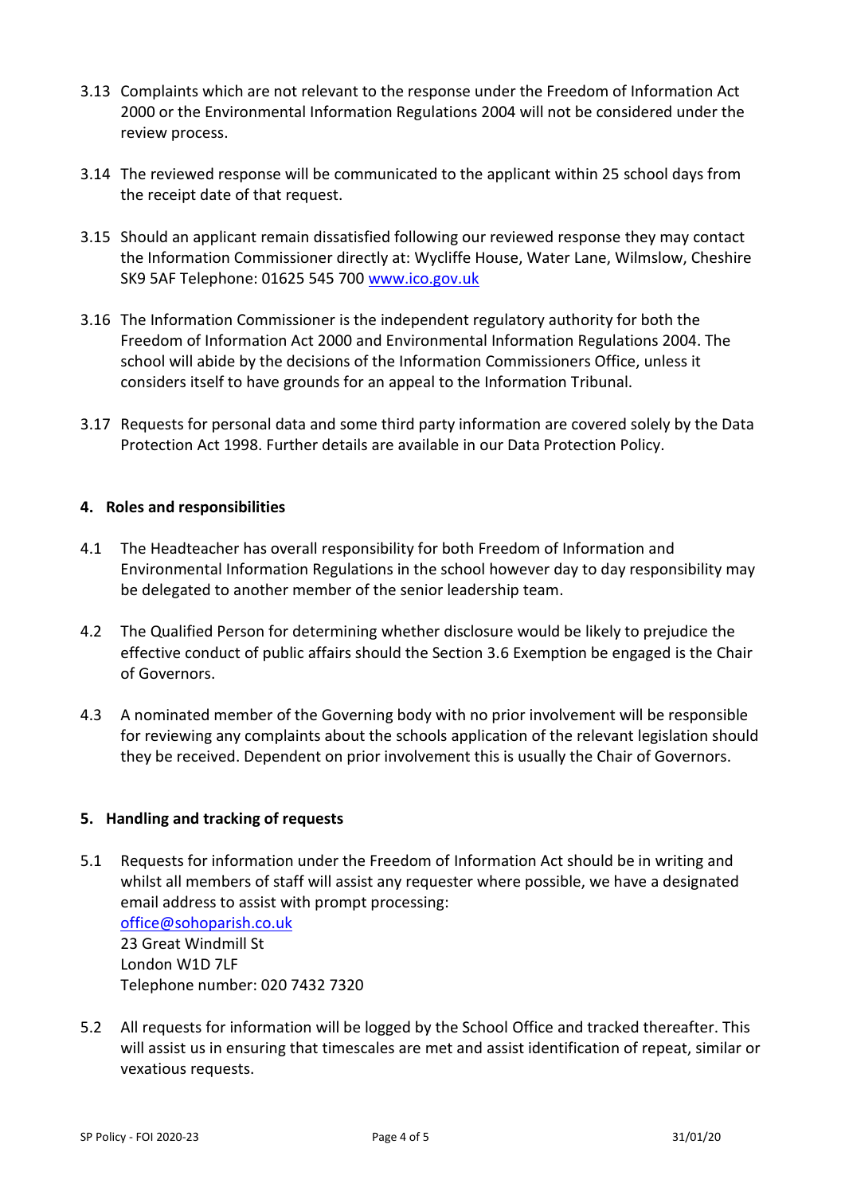3.13 Complaints which are not relevant to the response under the Freedom of Information Act 2000 or the Environmental Information Regulations 2004 will not be considered under the review process.

3.14 The reviewed response will be communicated to the applicant within 25 school days from the receipt date of that request.

3.15 Should an applicant remain dissatisfied following our reviewed response they may contact the Information Commissioner directly at: Wycliffe House, Water Lane, Wilmslow, Cheshire SK9 5AF Telephone: 01625 545 700 [www.ico.gov.uk](http://www.ico.gov.uk)

3.16 The Information Commissioner is the independent regulatory authority for both the Freedom of Information Act 2000 and Environmental Information Regulations 2004. The school will abide by the decisions of the Information Commissioners Office, unless it considers itself to have grounds for an appeal to the Information Tribunal.

3.17 Requests for personal data and some third party information are covered solely by the Data Protection Act 1998. Further details are available in our Data Protection Policy.

## 4. Roles and responsibilities

4.1 The Headteacher has overall responsibility for both Freedom of Information and Environmental Information Regulations in the school however day to day responsibility may be delegated to another member of the senior leadership team.

4.2 The Qualified Person for determining whether disclosure would be likely to prejudice the effective conduct of public affairs should the Section 3.6 Exemption be engaged is the Chair of Governors.

4.3 A nominated member of the Governing body with no prior involvement will be responsible for reviewing any complaints about the schools application of the relevant legislation should they be received. Dependent on prior involvement this is usually the Chair of Governors.

## 5. Handling and tracking of requests

5.1 Requests for information under the Freedom of Information Act should be in writing and whilst all members of staff will assist any requester where possible, we have a designated email address to assist with prompt processing:
[office@sohoparish.co.uk](mailto:office@sohoparish.co.uk)
23 Great Windmill St
London W1D 7LF
Telephone number: 020 7432 7320

5.2 All requests for information will be logged by the School Office and tracked thereafter. This will assist us in ensuring that timescales are met and assist identification of repeat, similar or vexatious requests.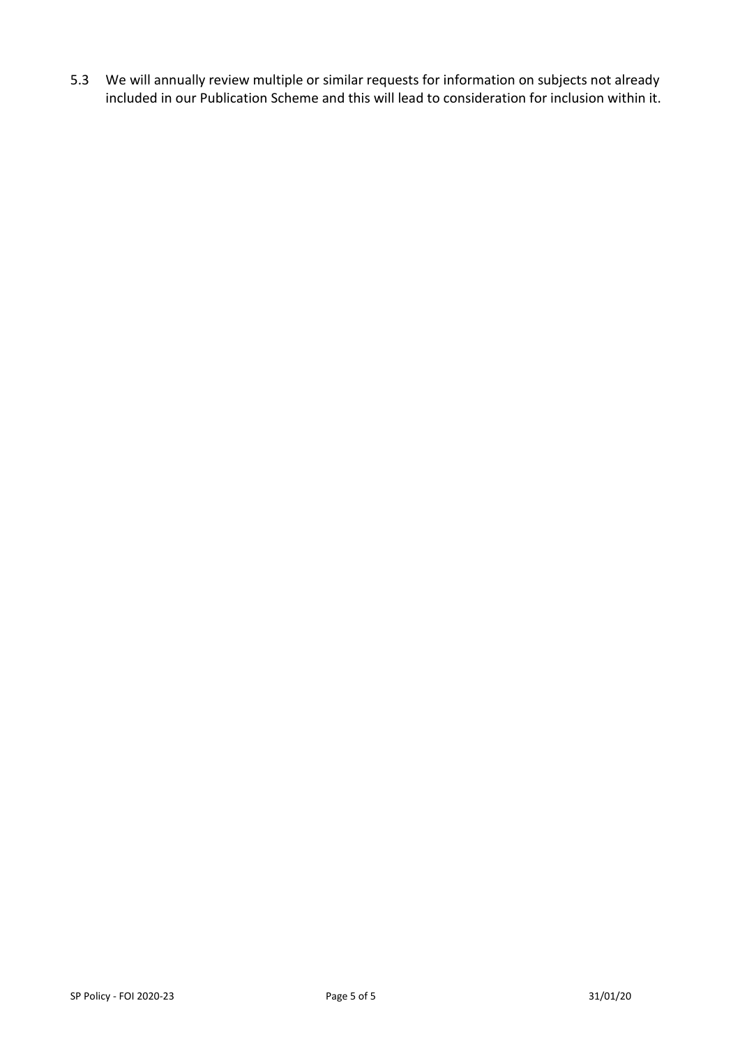5.3 We will annually review multiple or similar requests for information on subjects not already included in our Publication Scheme and this will lead to consideration for inclusion within it.